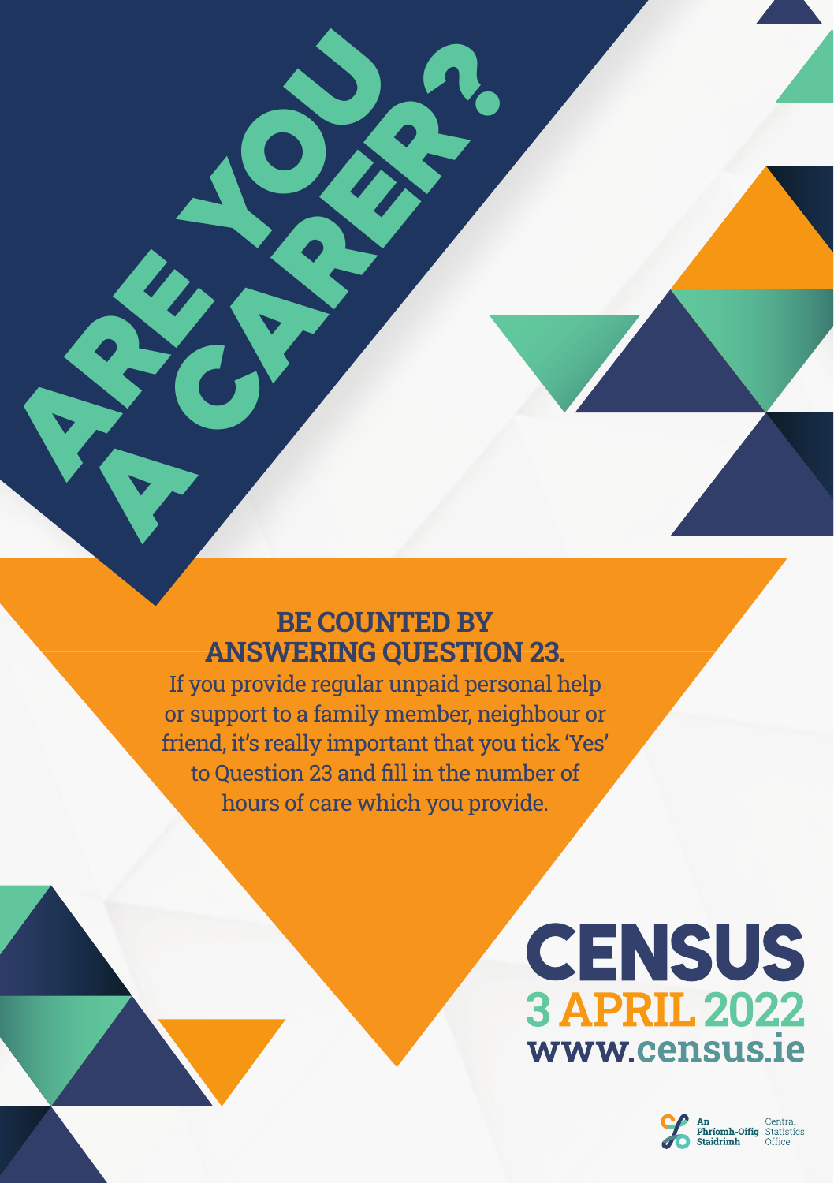# ARE YOU A CARER?

## BE COUNTED BY ANSWERING QUESTION 23.

If you provide regular unpaid personal help or support to a family member, neighbour or friend, it's really important that you tick 'Yes' to Question 23 and fill in the number of hours of care which you provide.

**CENSUS**
**3 APRIL 2022**
**www.census.ie**

An Phríomh-Oifig Staidrimh
Central Statistics Office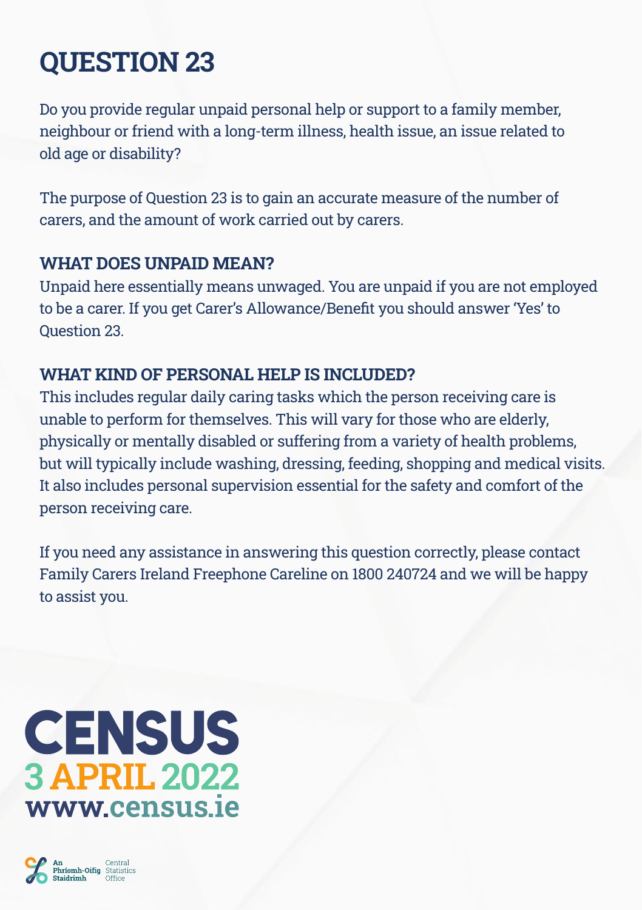# QUESTION 23

Do you provide regular unpaid personal help or support to a family member, neighbour or friend with a long-term illness, health issue, an issue related to old age or disability?

The purpose of Question 23 is to gain an accurate measure of the number of carers, and the amount of work carried out by carers.

## WHAT DOES UNPAID MEAN?

Unpaid here essentially means unwaged. You are unpaid if you are not employed to be a carer. If you get Carer's Allowance/Benefit you should answer 'Yes' to Question 23.

## WHAT KIND OF PERSONAL HELP IS INCLUDED?

This includes regular daily caring tasks which the person receiving care is unable to perform for themselves. This will vary for those who are elderly, physically or mentally disabled or suffering from a variety of health problems, but will typically include washing, dressing, feeding, shopping and medical visits. It also includes personal supervision essential for the safety and comfort of the person receiving care.

If you need any assistance in answering this question correctly, please contact Family Carers Ireland Freephone Careline on 1800 240724 and we will be happy to assist you.

**CENSUS**
**3 APRIL 2022**
**www.census.ie**

An Phríomh-Oifig Staidrimh
Central Statistics Office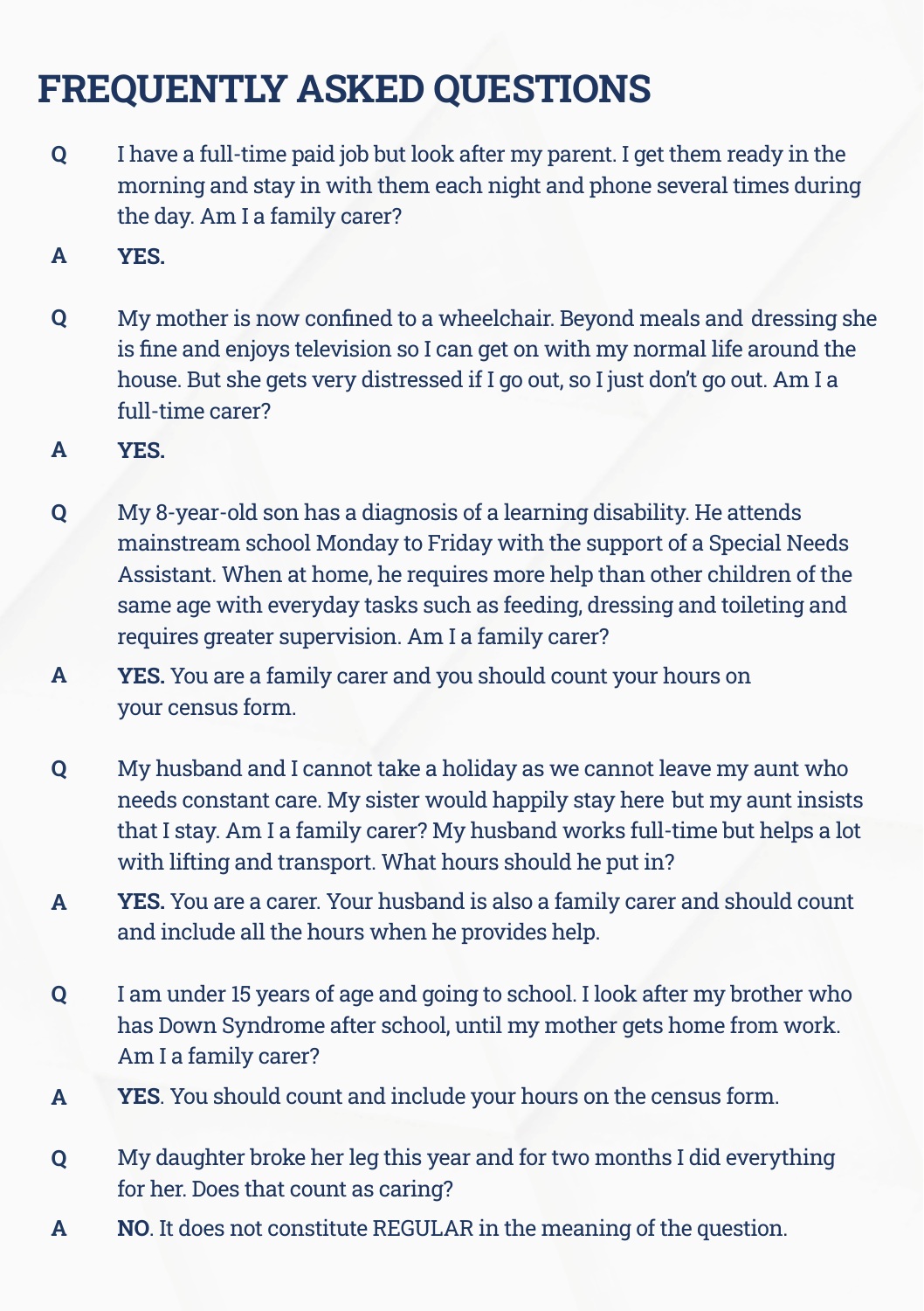# FREQUENTLY ASKED QUESTIONS

**Q** I have a full-time paid job but look after my parent. I get them ready in the morning and stay in with them each night and phone several times during the day. Am I a family carer?

**A** **YES.**

**Q** My mother is now confined to a wheelchair. Beyond meals and dressing she is fine and enjoys television so I can get on with my normal life around the house. But she gets very distressed if I go out, so I just don't go out. Am I a full-time carer?

**A** **YES.**

**Q** My 8-year-old son has a diagnosis of a learning disability. He attends mainstream school Monday to Friday with the support of a Special Needs Assistant. When at home, he requires more help than other children of the same age with everyday tasks such as feeding, dressing and toileting and requires greater supervision. Am I a family carer?

**A** **YES.** You are a family carer and you should count your hours on your census form.

**Q** My husband and I cannot take a holiday as we cannot leave my aunt who needs constant care. My sister would happily stay here but my aunt insists that I stay. Am I a family carer? My husband works full-time but helps a lot with lifting and transport. What hours should he put in?

**A** **YES.** You are a carer. Your husband is also a family carer and should count and include all the hours when he provides help.

**Q** I am under 15 years of age and going to school. I look after my brother who has Down Syndrome after school, until my mother gets home from work. Am I a family carer?

**A** **YES**. You should count and include your hours on the census form.

**Q** My daughter broke her leg this year and for two months I did everything for her. Does that count as caring?

**A** **NO**. It does not constitute REGULAR in the meaning of the question.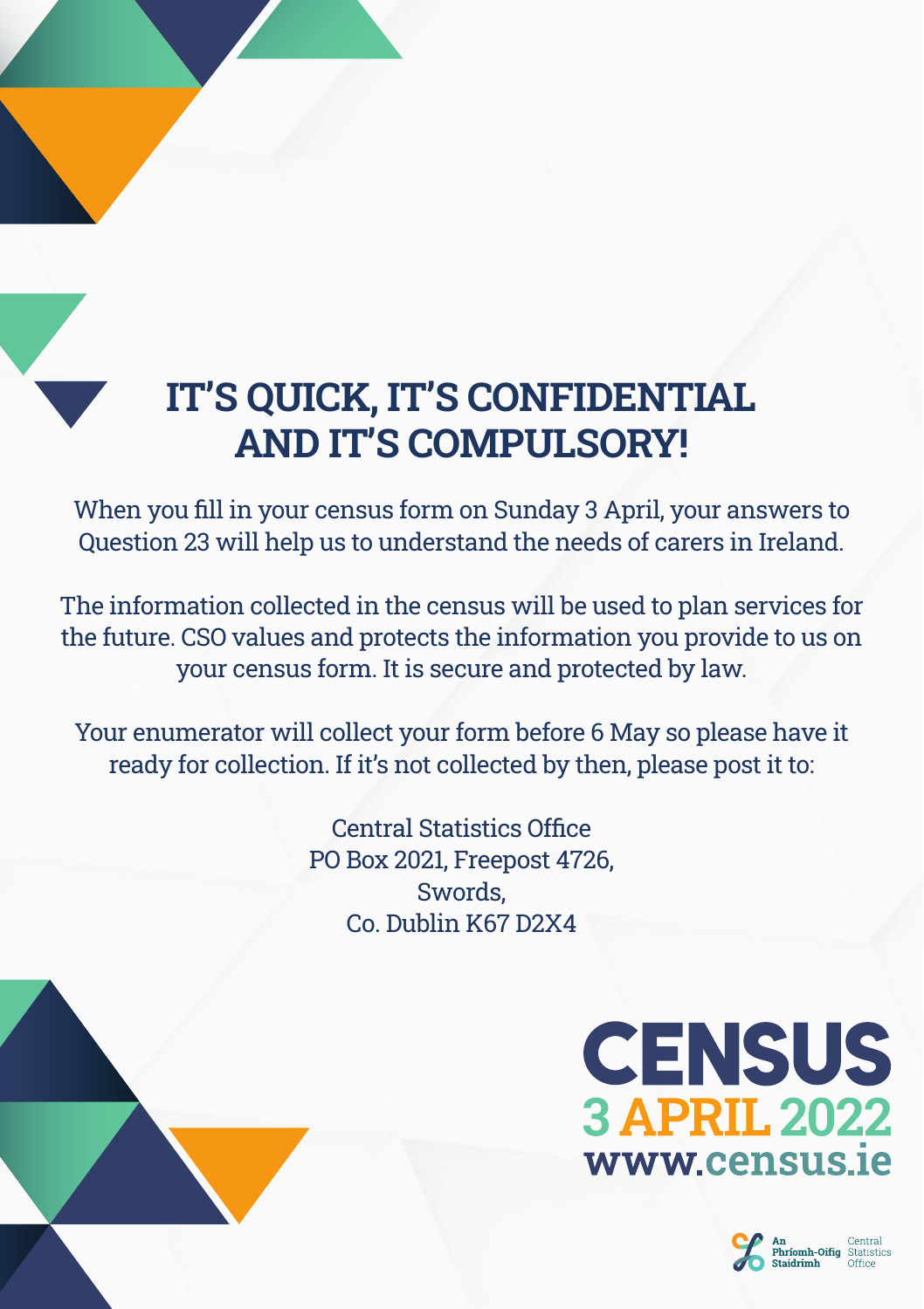# IT'S QUICK, IT'S CONFIDENTIAL AND IT'S COMPULSORY!

When you fill in your census form on Sunday 3 April, your answers to Question 23 will help us to understand the needs of carers in Ireland.

The information collected in the census will be used to plan services for the future. CSO values and protects the information you provide to us on your census form. It is secure and protected by law.

Your enumerator will collect your form before 6 May so please have it ready for collection. If it's not collected by then, please post it to:

Central Statistics Office
PO Box 2021, Freepost 4726,
Swords,
Co. Dublin K67 D2X4

**CENSUS**
**3 APRIL 2022**
**www.census.ie**

An Phríomh-Oifig Staidrimh | Central Statistics Office